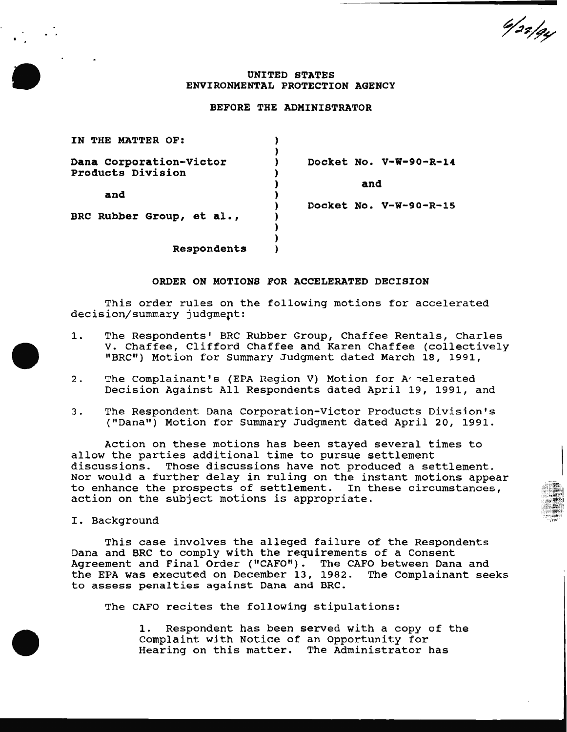6/22/94

UNITED STATES
ENVIRONMENTAL PROTECTION AGENCY

BEFORE THE ADMINISTRATOR

| | | |
|---|---|---|
| IN THE MATTER OF: | ) | |
| | ) | |
| Dana Corporation-Victor Products Division | ) | Docket No. V-W-90-R-14 |
| | ) | and |
| and | ) | |
| | ) | Docket No. V-W-90-R-15 |
| BRC Rubber Group, et al., | ) | |
| | ) | |
| Respondents | ) | |

## ORDER ON MOTIONS FOR ACCELERATED DECISION

This order rules on the following motions for accelerated decision/summary judgment:

1. The Respondents' BRC Rubber Group, Chaffee Rentals, Charles V. Chaffee, Clifford Chaffee and Karen Chaffee (collectively "BRC") Motion for Summary Judgment dated March 18, 1991,

2. The Complainant's (EPA Region V) Motion for Accelerated Decision Against All Respondents dated April 19, 1991, and

3. The Respondent Dana Corporation-Victor Products Division's ("Dana") Motion for Summary Judgment dated April 20, 1991.

Action on these motions has been stayed several times to allow the parties additional time to pursue settlement discussions. Those discussions have not produced a settlement. Nor would a further delay in ruling on the instant motions appear to enhance the prospects of settlement. In these circumstances, action on the subject motions is appropriate.

I. Background

This case involves the alleged failure of the Respondents Dana and BRC to comply with the requirements of a Consent Agreement and Final Order ("CAFO"). The CAFO between Dana and the EPA was executed on December 13, 1982. The Complainant seeks to assess penalties against Dana and BRC.

The CAFO recites the following stipulations:

> 1. Respondent has been served with a copy of the Complaint with Notice of an Opportunity for Hearing on this matter. The Administrator has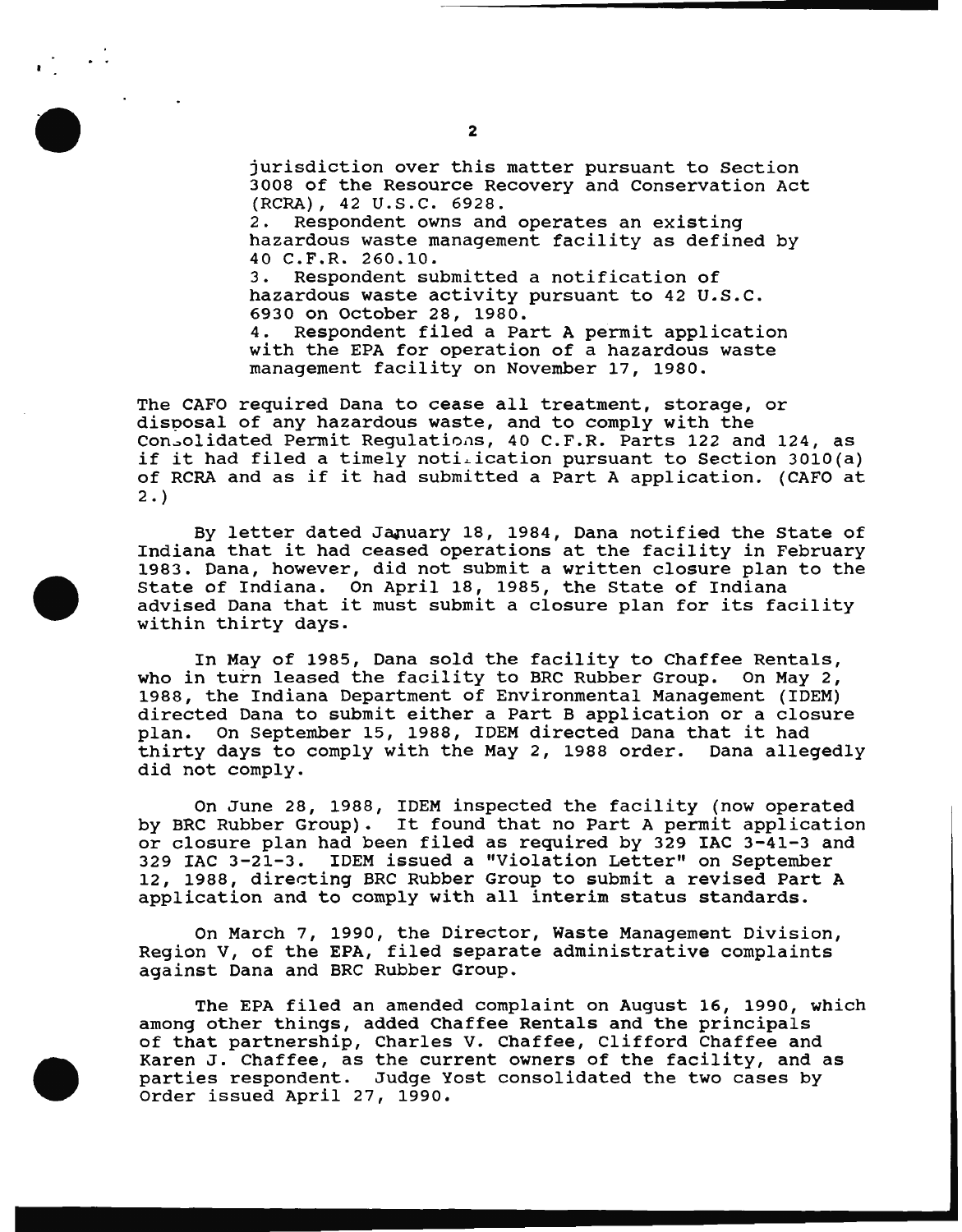jurisdiction over this matter pursuant to Section 3008 of the Resource Recovery and Conservation Act (RCRA), 42 U.S.C. 6928.

2. Respondent owns and operates an existing hazardous waste management facility as defined by 40 C.F.R. 260.10.

3. Respondent submitted a notification of hazardous waste activity pursuant to 42 U.S.C. 6930 on October 28, 1980.

4. Respondent filed a Part A permit application with the EPA for operation of a hazardous waste management facility on November 17, 1980.

The CAFO required Dana to cease all treatment, storage, or disposal of any hazardous waste, and to comply with the Consolidated Permit Regulations, 40 C.F.R. Parts 122 and 124, as if it had filed a timely notification pursuant to Section 3010(a) of RCRA and as if it had submitted a Part A application. (CAFO at 2.)

By letter dated January 18, 1984, Dana notified the State of Indiana that it had ceased operations at the facility in February 1983. Dana, however, did not submit a written closure plan to the State of Indiana. On April 18, 1985, the State of Indiana advised Dana that it must submit a closure plan for its facility within thirty days.

In May of 1985, Dana sold the facility to Chaffee Rentals, who in turn leased the facility to BRC Rubber Group. On May 2, 1988, the Indiana Department of Environmental Management (IDEM) directed Dana to submit either a Part B application or a closure plan. On September 15, 1988, IDEM directed Dana that it had thirty days to comply with the May 2, 1988 order. Dana allegedly did not comply.

On June 28, 1988, IDEM inspected the facility (now operated by BRC Rubber Group). It found that no Part A permit application or closure plan had been filed as required by 329 IAC 3-41-3 and 329 IAC 3-21-3. IDEM issued a "Violation Letter" on September 12, 1988, directing BRC Rubber Group to submit a revised Part A application and to comply with all interim status standards.

On March 7, 1990, the Director, Waste Management Division, Region V, of the EPA, filed separate administrative complaints against Dana and BRC Rubber Group.

The EPA filed an amended complaint on August 16, 1990, which among other things, added Chaffee Rentals and the principals of that partnership, Charles V. Chaffee, Clifford Chaffee and Karen J. Chaffee, as the current owners of the facility, and as parties respondent. Judge Yost consolidated the two cases by Order issued April 27, 1990.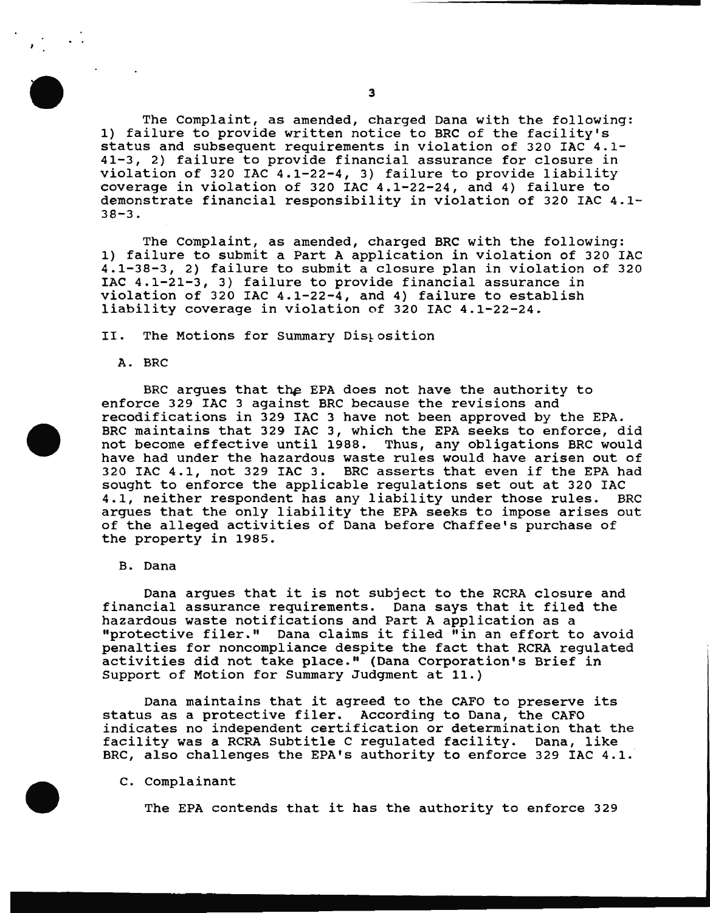The Complaint, as amended, charged Dana with the following: 1) failure to provide written notice to BRC of the facility's status and subsequent requirements in violation of 320 IAC 4.1-41-3, 2) failure to provide financial assurance for closure in violation of 320 IAC 4.1-22-4, 3) failure to provide liability coverage in violation of 320 IAC 4.1-22-24, and 4) failure to demonstrate financial responsibility in violation of 320 IAC 4.1-38-3.

The Complaint, as amended, charged BRC with the following: 1) failure to submit a Part A application in violation of 320 IAC 4.1-38-3, 2) failure to submit a closure plan in violation of 320 IAC 4.1-21-3, 3) failure to provide financial assurance in violation of 320 IAC 4.1-22-4, and 4) failure to establish liability coverage in violation of 320 IAC 4.1-22-24.

## II. The Motions for Summary Disposition

### A. BRC

BRC argues that the EPA does not have the authority to enforce 329 IAC 3 against BRC because the revisions and recodifications in 329 IAC 3 have not been approved by the EPA. BRC maintains that 329 IAC 3, which the EPA seeks to enforce, did not become effective until 1988. Thus, any obligations BRC would have had under the hazardous waste rules would have arisen out of 320 IAC 4.1, not 329 IAC 3. BRC asserts that even if the EPA had sought to enforce the applicable regulations set out at 320 IAC 4.1, neither respondent has any liability under those rules. BRC argues that the only liability the EPA seeks to impose arises out of the alleged activities of Dana before Chaffee's purchase of the property in 1985.

### B. Dana

Dana argues that it is not subject to the RCRA closure and financial assurance requirements. Dana says that it filed the hazardous waste notifications and Part A application as a "protective filer." Dana claims it filed "in an effort to avoid penalties for noncompliance despite the fact that RCRA regulated activities did not take place." (Dana Corporation's Brief in Support of Motion for Summary Judgment at 11.)

Dana maintains that it agreed to the CAFO to preserve its status as a protective filer. According to Dana, the CAFO indicates no independent certification or determination that the facility was a RCRA Subtitle C regulated facility. Dana, like BRC, also challenges the EPA's authority to enforce 329 IAC 4.1.

### C. Complainant

The EPA contends that it has the authority to enforce 329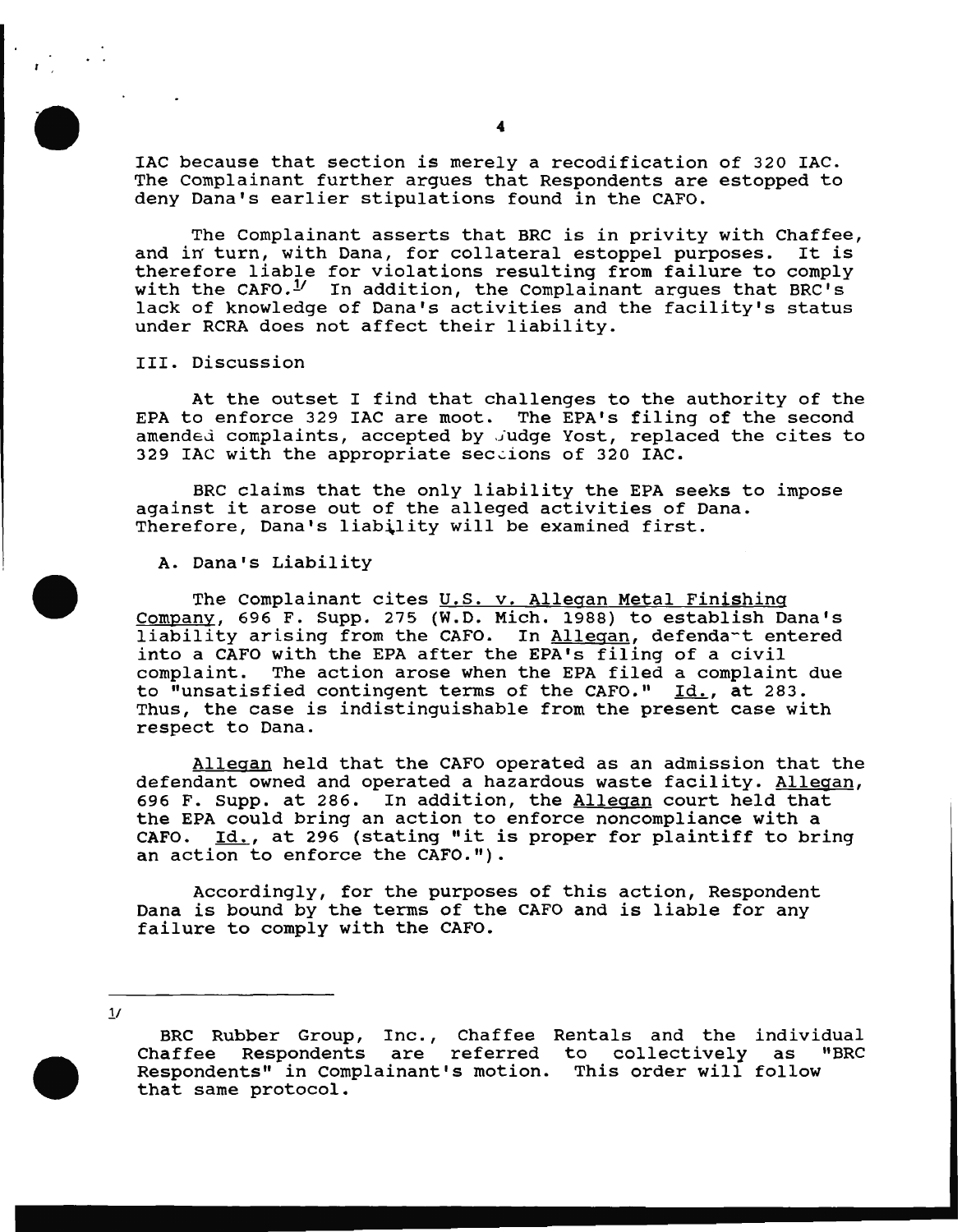IAC because that section is merely a recodification of 320 IAC. The Complainant further argues that Respondents are estopped to deny Dana's earlier stipulations found in the CAFO.

The Complainant asserts that BRC is in privity with Chaffee, and in turn, with Dana, for collateral estoppel purposes. It is therefore liable for violations resulting from failure to comply with the CAFO.[1] In addition, the Complainant argues that BRC's lack of knowledge of Dana's activities and the facility's status under RCRA does not affect their liability.

III. Discussion

At the outset I find that challenges to the authority of the EPA to enforce 329 IAC are moot. The EPA's filing of the second amended complaints, accepted by Judge Yost, replaced the cites to 329 IAC with the appropriate sections of 320 IAC.

BRC claims that the only liability the EPA seeks to impose against it arose out of the alleged activities of Dana. Therefore, Dana's liability will be examined first.

A. Dana's Liability

The Complainant cites U.S. v. Allegan Metal Finishing Company, 696 F. Supp. 275 (W.D. Mich. 1988) to establish Dana's liability arising from the CAFO. In Allegan, defendant entered into a CAFO with the EPA after the EPA's filing of a civil complaint. The action arose when the EPA filed a complaint due to "unsatisfied contingent terms of the CAFO." Id., at 283. Thus, the case is indistinguishable from the present case with respect to Dana.

Allegan held that the CAFO operated as an admission that the defendant owned and operated a hazardous waste facility. Allegan, 696 F. Supp. at 286. In addition, the Allegan court held that the EPA could bring an action to enforce noncompliance with a CAFO. Id., at 296 (stating "it is proper for plaintiff to bring an action to enforce the CAFO.").

Accordingly, for the purposes of this action, Respondent Dana is bound by the terms of the CAFO and is liable for any failure to comply with the CAFO.

---

[1] BRC Rubber Group, Inc., Chaffee Rentals and the individual Chaffee Respondents are referred to collectively as "BRC Respondents" in Complainant's motion. This order will follow that same protocol.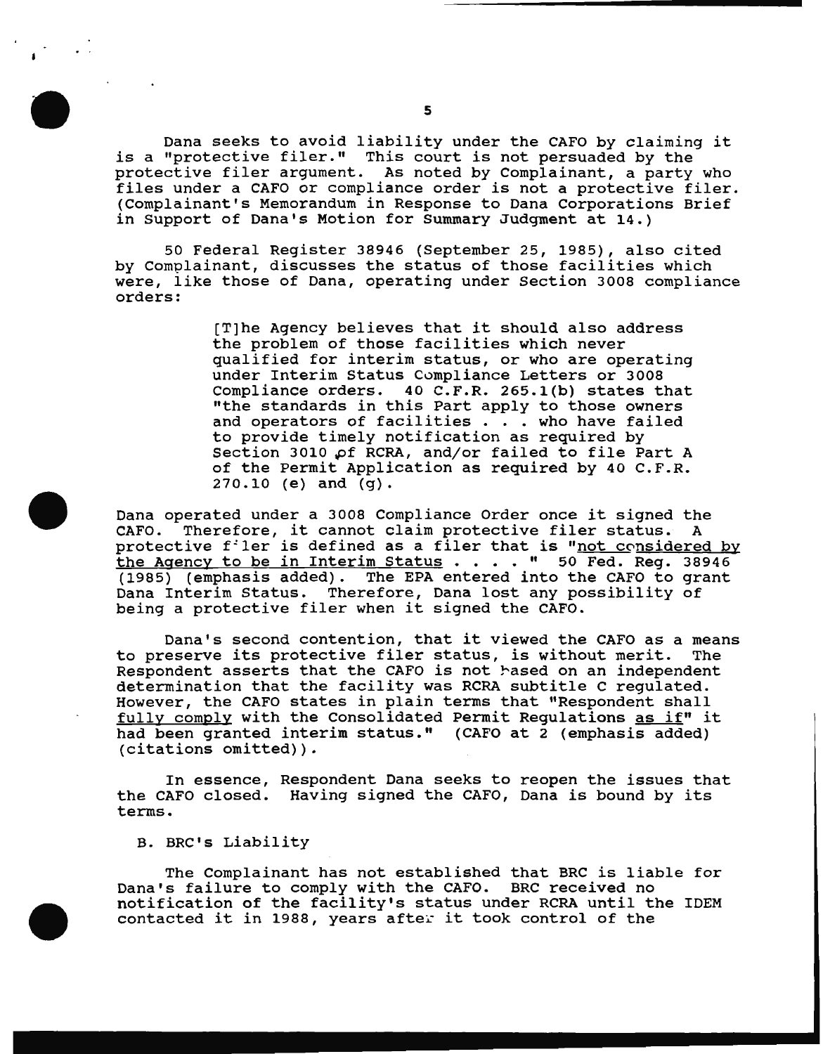Dana seeks to avoid liability under the CAFO by claiming it is a "protective filer." This court is not persuaded by the protective filer argument. As noted by Complainant, a party who files under a CAFO or compliance order is not a protective filer. (Complainant's Memorandum in Response to Dana Corporations Brief in Support of Dana's Motion for Summary Judgment at 14.)

50 Federal Register 38946 (September 25, 1985), also cited by Complainant, discusses the status of those facilities which were, like those of Dana, operating under Section 3008 compliance orders:

> [T]he Agency believes that it should also address the problem of those facilities which never qualified for interim status, or who are operating under Interim Status Compliance Letters or 3008 Compliance orders. 40 C.F.R. 265.1(b) states that "the standards in this Part apply to those owners and operators of facilities . . . who have failed to provide timely notification as required by Section 3010 of RCRA, and/or failed to file Part A of the Permit Application as required by 40 C.F.R. 270.10 (e) and (g).

Dana operated under a 3008 Compliance Order once it signed the CAFO. Therefore, it cannot claim protective filer status. A protective filer is defined as a filer that is "<u>not considered by the Agency to be in Interim Status</u> . . . . " 50 Fed. Reg. 38946 (1985) (emphasis added). The EPA entered into the CAFO to grant Dana Interim Status. Therefore, Dana lost any possibility of being a protective filer when it signed the CAFO.

Dana's second contention, that it viewed the CAFO as a means to preserve its protective filer status, is without merit. The Respondent asserts that the CAFO is not based on an independent determination that the facility was RCRA subtitle C regulated. However, the CAFO states in plain terms that "Respondent shall <u>fully comply</u> with the Consolidated Permit Regulations <u>as if</u>" it had been granted interim status." (CAFO at 2 (emphasis added) (citations omitted)).

In essence, Respondent Dana seeks to reopen the issues that the CAFO closed. Having signed the CAFO, Dana is bound by its terms.

B. BRC's Liability

The Complainant has not established that BRC is liable for Dana's failure to comply with the CAFO. BRC received no notification of the facility's status under RCRA until the IDEM contacted it in 1988, years after it took control of the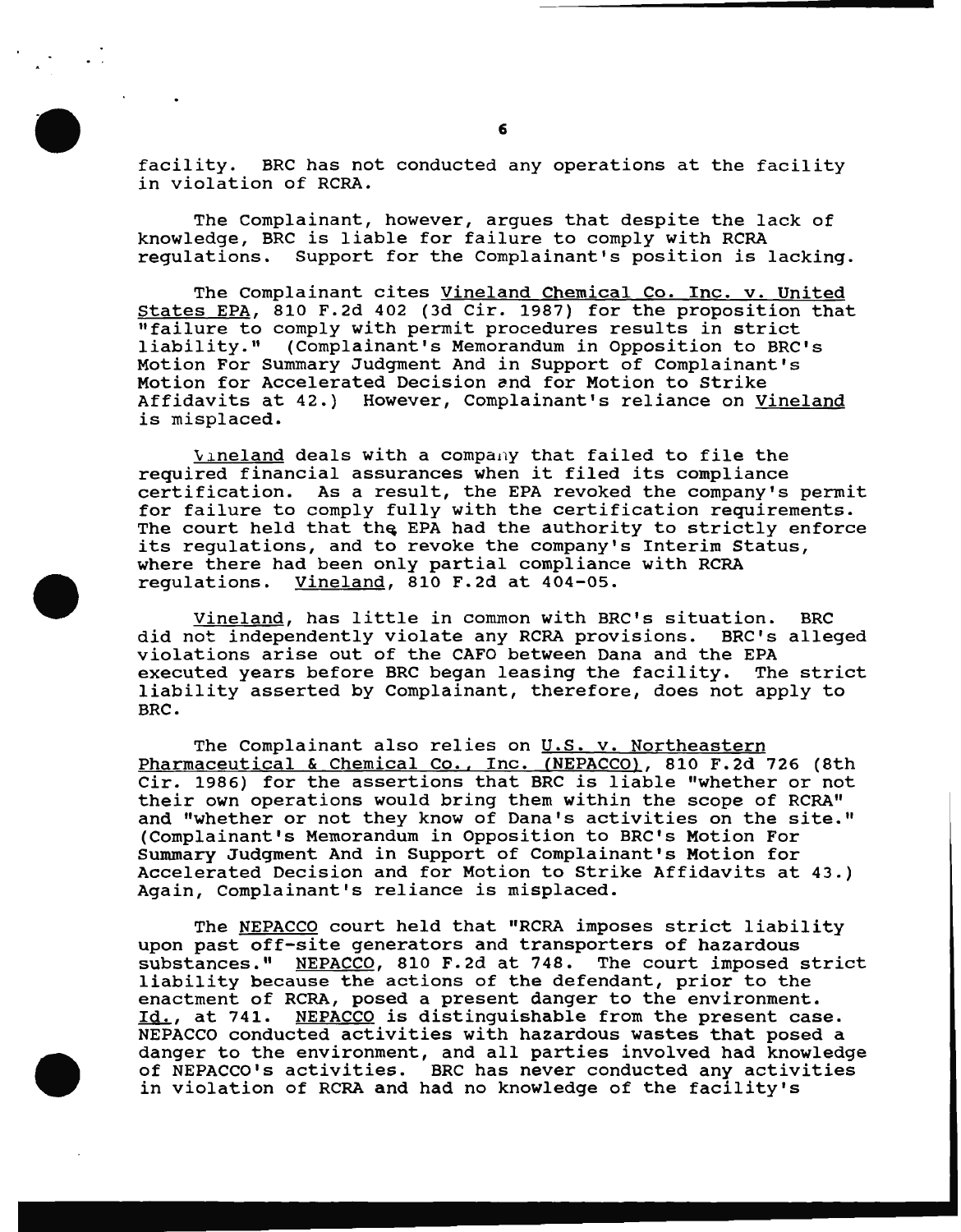facility. BRC has not conducted any operations at the facility in violation of RCRA.

The Complainant, however, argues that despite the lack of knowledge, BRC is liable for failure to comply with RCRA regulations. Support for the Complainant's position is lacking.

The Complainant cites Vineland Chemical Co. Inc. v. United States EPA, 810 F.2d 402 (3d Cir. 1987) for the proposition that "failure to comply with permit procedures results in strict liability." (Complainant's Memorandum in Opposition to BRC's Motion For Summary Judgment And in Support of Complainant's Motion for Accelerated Decision and for Motion to Strike Affidavits at 42.) However, Complainant's reliance on Vineland is misplaced.

Vineland deals with a company that failed to file the required financial assurances when it filed its compliance certification. As a result, the EPA revoked the company's permit for failure to comply fully with the certification requirements. The court held that the EPA had the authority to strictly enforce its regulations, and to revoke the company's Interim Status, where there had been only partial compliance with RCRA regulations. Vineland, 810 F.2d at 404-05.

Vineland, has little in common with BRC's situation. BRC did not independently violate any RCRA provisions. BRC's alleged violations arise out of the CAFO between Dana and the EPA executed years before BRC began leasing the facility. The strict liability asserted by Complainant, therefore, does not apply to BRC.

The Complainant also relies on U.S. v. Northeastern Pharmaceutical & Chemical Co., Inc. (NEPACCO), 810 F.2d 726 (8th Cir. 1986) for the assertions that BRC is liable "whether or not their own operations would bring them within the scope of RCRA" and "whether or not they know of Dana's activities on the site." (Complainant's Memorandum in Opposition to BRC's Motion For Summary Judgment And in Support of Complainant's Motion for Accelerated Decision and for Motion to Strike Affidavits at 43.) Again, Complainant's reliance is misplaced.

The NEPACCO court held that "RCRA imposes strict liability upon past off-site generators and transporters of hazardous substances." NEPACCO, 810 F.2d at 748. The court imposed strict liability because the actions of the defendant, prior to the enactment of RCRA, posed a present danger to the environment. Id., at 741. NEPACCO is distinguishable from the present case. NEPACCO conducted activities with hazardous wastes that posed a danger to the environment, and all parties involved had knowledge of NEPACCO's activities. BRC has never conducted any activities in violation of RCRA and had no knowledge of the facility's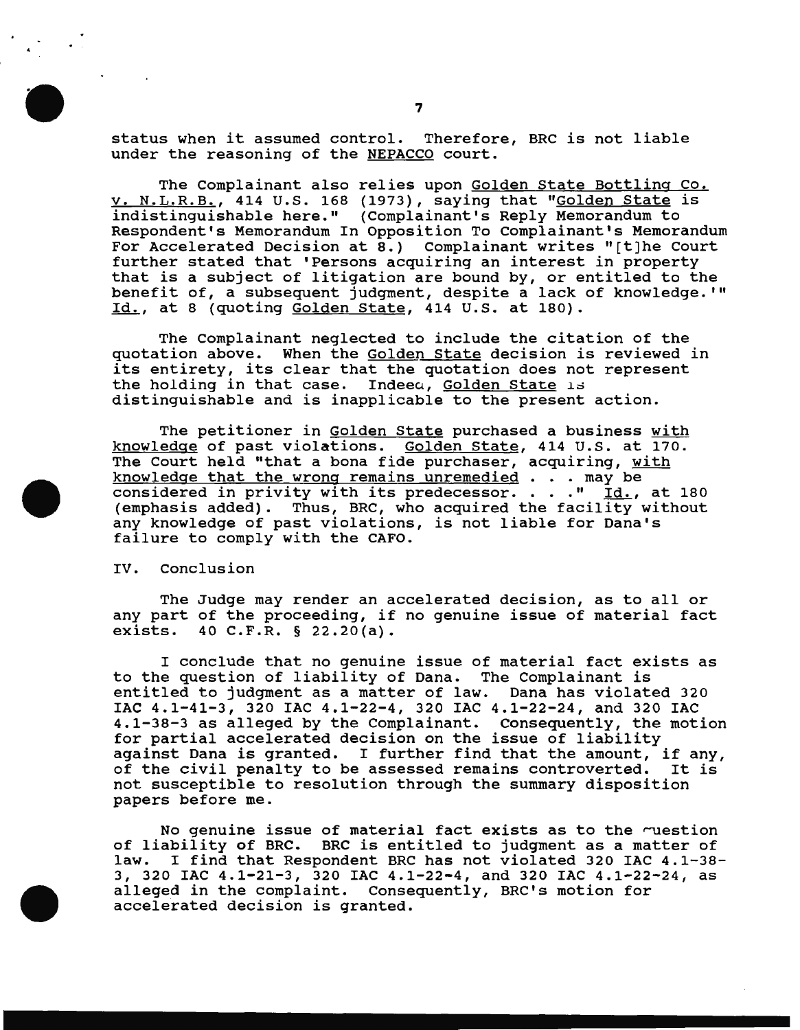status when it assumed control. Therefore, BRC is not liable under the reasoning of the NEPACCO court.

The Complainant also relies upon Golden State Bottling Co. v. N.L.R.B., 414 U.S. 168 (1973), saying that "Golden State is indistinguishable here." (Complainant's Reply Memorandum to Respondent's Memorandum In Opposition To Complainant's Memorandum For Accelerated Decision at 8.) Complainant writes "[t]he Court further stated that 'Persons acquiring an interest in property that is a subject of litigation are bound by, or entitled to the benefit of, a subsequent judgment, despite a lack of knowledge.'" Id., at 8 (quoting Golden State, 414 U.S. at 180).

The Complainant neglected to include the citation of the quotation above. When the Golden State decision is reviewed in its entirety, its clear that the quotation does not represent the holding in that case. Indeed, Golden State is distinguishable and is inapplicable to the present action.

The petitioner in Golden State purchased a business with knowledge of past violations. Golden State, 414 U.S. at 170. The Court held "that a bona fide purchaser, acquiring, with knowledge that the wrong remains unremedied . . . may be considered in privity with its predecessor. . . ." Id., at 180 (emphasis added). Thus, BRC, who acquired the facility without any knowledge of past violations, is not liable for Dana's failure to comply with the CAFO.

IV. Conclusion

The Judge may render an accelerated decision, as to all or any part of the proceeding, if no genuine issue of material fact exists. 40 C.F.R. § 22.20(a).

I conclude that no genuine issue of material fact exists as to the question of liability of Dana. The Complainant is entitled to judgment as a matter of law. Dana has violated 320 IAC 4.1-41-3, 320 IAC 4.1-22-4, 320 IAC 4.1-22-24, and 320 IAC 4.1-38-3 as alleged by the Complainant. Consequently, the motion for partial accelerated decision on the issue of liability against Dana is granted. I further find that the amount, if any, of the civil penalty to be assessed remains controverted. It is not susceptible to resolution through the summary disposition papers before me.

No genuine issue of material fact exists as to the question of liability of BRC. BRC is entitled to judgment as a matter of law. I find that Respondent BRC has not violated 320 IAC 4.1-38-3, 320 IAC 4.1-21-3, 320 IAC 4.1-22-4, and 320 IAC 4.1-22-24, as alleged in the complaint. Consequently, BRC's motion for accelerated decision is granted.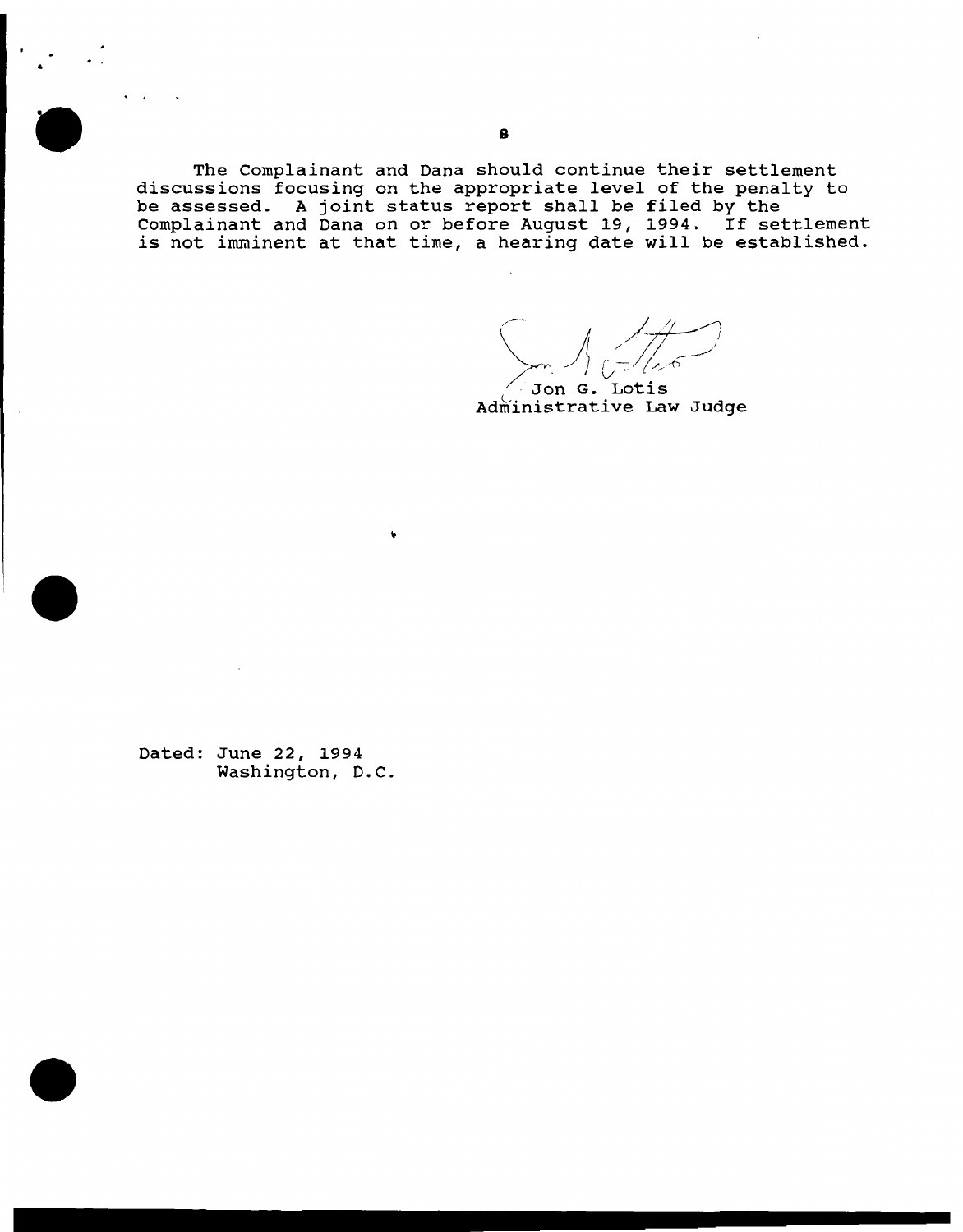The Complainant and Dana should continue their settlement discussions focusing on the appropriate level of the penalty to be assessed. A joint status report shall be filed by the Complainant and Dana on or before August 19, 1994. If settlement is not imminent at that time, a hearing date will be established.

Jon G. Lotis
Administrative Law Judge

Dated: June 22, 1994
Washington, D.C.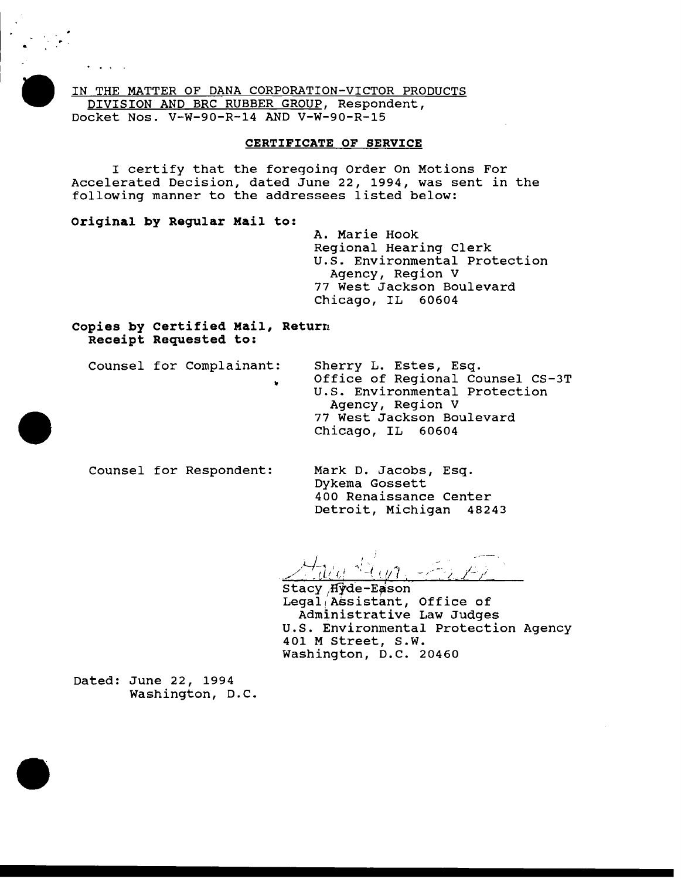IN THE MATTER OF DANA CORPORATION-VICTOR PRODUCTS DIVISION AND BRC RUBBER GROUP, Respondent,
Docket Nos. V-W-90-R-14 AND V-W-90-R-15

## CERTIFICATE OF SERVICE

I certify that the foregoing Order On Motions For Accelerated Decision, dated June 22, 1994, was sent in the following manner to the addressees listed below:

**Original by Regular Mail to:**

A. Marie Hook
Regional Hearing Clerk
U.S. Environmental Protection Agency, Region V
77 West Jackson Boulevard
Chicago, IL 60604

**Copies by Certified Mail, Return Receipt Requested to:**

Counsel for Complainant:

Sherry L. Estes, Esq.
Office of Regional Counsel CS-3T
U.S. Environmental Protection Agency, Region V
77 West Jackson Boulevard
Chicago, IL 60604

Counsel for Respondent:

Mark D. Jacobs, Esq.
Dykema Gossett
400 Renaissance Center
Detroit, Michigan 48243

Stacy Hyde-Eason
Legal Assistant, Office of Administrative Law Judges
U.S. Environmental Protection Agency
401 M Street, S.W.
Washington, D.C. 20460

Dated: June 22, 1994
Washington, D.C.